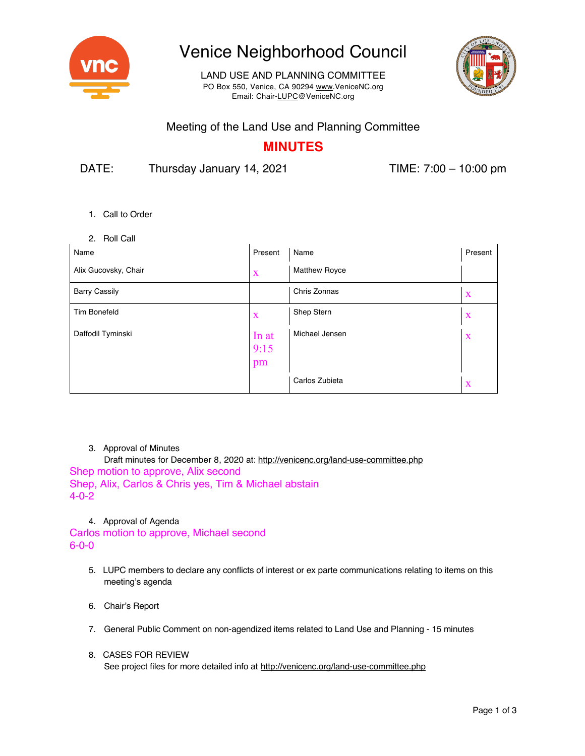# Venice Neighborhood Council

LAND USE AND PLANNING COMMITTEE
PO Box 550, Venice, CA 90294 www.VeniceNC.org
Email: Chair-LUPC@VeniceNC.org

## Meeting of the Land Use and Planning Committee

## MINUTES

DATE: Thursday January 14, 2021 TIME: 7:00 – 10:00 pm

1. Call to Order

2. Roll Call

| Name | Present | Name | Present |
|---|---|---|---|
| Alix Gucovsky, Chair | x | Matthew Royce | |
| Barry Cassily | | Chris Zonnas | x |
| Tim Bonefeld | x | Shep Stern | x |
| Daffodil Tyminski | In at 9:15 pm | Michael Jensen | x |
| | | Carlos Zubieta | x |

3. Approval of Minutes
   Draft minutes for December 8, 2020 at: http://venicenc.org/land-use-committee.php

Shep motion to approve, Alix second
Shep, Alix, Carlos & Chris yes, Tim & Michael abstain
4-0-2

4. Approval of Agenda

Carlos motion to approve, Michael second
6-0-0

5. LUPC members to declare any conflicts of interest or ex parte communications relating to items on this meeting's agenda

6. Chair's Report

7. General Public Comment on non-agendized items related to Land Use and Planning - 15 minutes

8. CASES FOR REVIEW
   See project files for more detailed info at http://venicenc.org/land-use-committee.php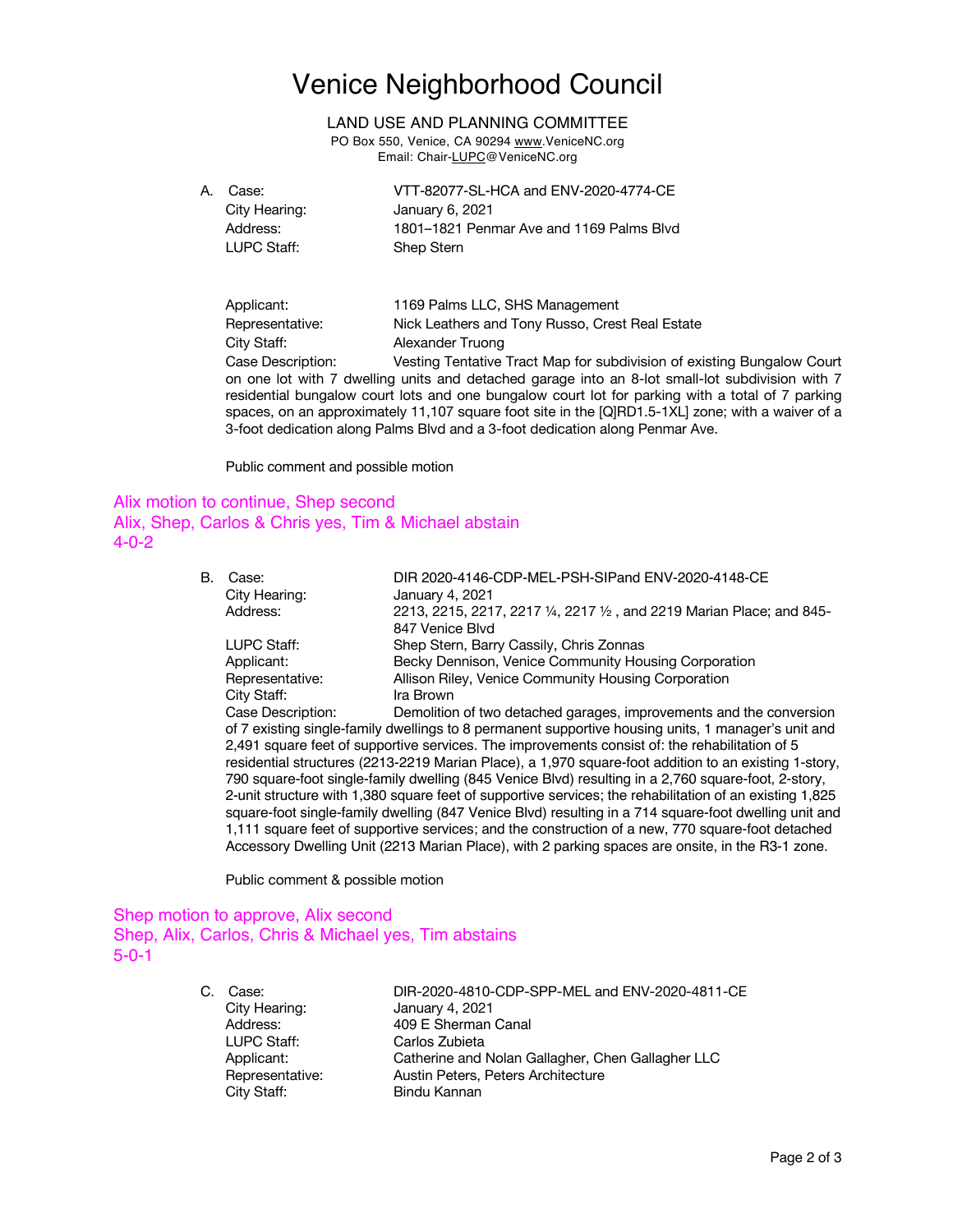# Venice Neighborhood Council

LAND USE AND PLANNING COMMITTEE

PO Box 550, Venice, CA 90294 www.VeniceNC.org

Email: Chair-LUPC@VeniceNC.org

A. Case: VTT-82077-SL-HCA and ENV-2020-4774-CE
City Hearing: January 6, 2021
Address: 1801–1821 Penmar Ave and 1169 Palms Blvd
LUPC Staff: Shep Stern

Applicant: 1169 Palms LLC, SHS Management
Representative: Nick Leathers and Tony Russo, Crest Real Estate
City Staff: Alexander Truong
Case Description: Vesting Tentative Tract Map for subdivision of existing Bungalow Court on one lot with 7 dwelling units and detached garage into an 8-lot small-lot subdivision with 7 residential bungalow court lots and one bungalow court lot for parking with a total of 7 parking spaces, on an approximately 11,107 square foot site in the [Q]RD1.5-1XL] zone; with a waiver of a 3-foot dedication along Palms Blvd and a 3-foot dedication along Penmar Ave.

Public comment and possible motion

Alix motion to continue, Shep second
Alix, Shep, Carlos & Chris yes, Tim & Michael abstain
4-0-2

B. Case: DIR 2020-4146-CDP-MEL-PSH-SIPand ENV-2020-4148-CE
City Hearing: January 4, 2021
Address: 2213, 2215, 2217, 2217 ¼, 2217 ½ , and 2219 Marian Place; and 845-847 Venice Blvd
LUPC Staff: Shep Stern, Barry Cassily, Chris Zonnas
Applicant: Becky Dennison, Venice Community Housing Corporation
Representative: Allison Riley, Venice Community Housing Corporation
City Staff: Ira Brown
Case Description: Demolition of two detached garages, improvements and the conversion of 7 existing single-family dwellings to 8 permanent supportive housing units, 1 manager's unit and 2,491 square feet of supportive services. The improvements consist of: the rehabilitation of 5 residential structures (2213-2219 Marian Place), a 1,970 square-foot addition to an existing 1-story, 790 square-foot single-family dwelling (845 Venice Blvd) resulting in a 2,760 square-foot, 2-story, 2-unit structure with 1,380 square feet of supportive services; the rehabilitation of an existing 1,825 square-foot single-family dwelling (847 Venice Blvd) resulting in a 714 square-foot dwelling unit and 1,111 square feet of supportive services; and the construction of a new, 770 square-foot detached Accessory Dwelling Unit (2213 Marian Place), with 2 parking spaces are onsite, in the R3-1 zone.

Public comment & possible motion

Shep motion to approve, Alix second
Shep, Alix, Carlos, Chris & Michael yes, Tim abstains
5-0-1

C. Case: DIR-2020-4810-CDP-SPP-MEL and ENV-2020-4811-CE
City Hearing: January 4, 2021
Address: 409 E Sherman Canal
LUPC Staff: Carlos Zubieta
Applicant: Catherine and Nolan Gallagher, Chen Gallagher LLC
Representative: Austin Peters, Peters Architecture
City Staff: Bindu Kannan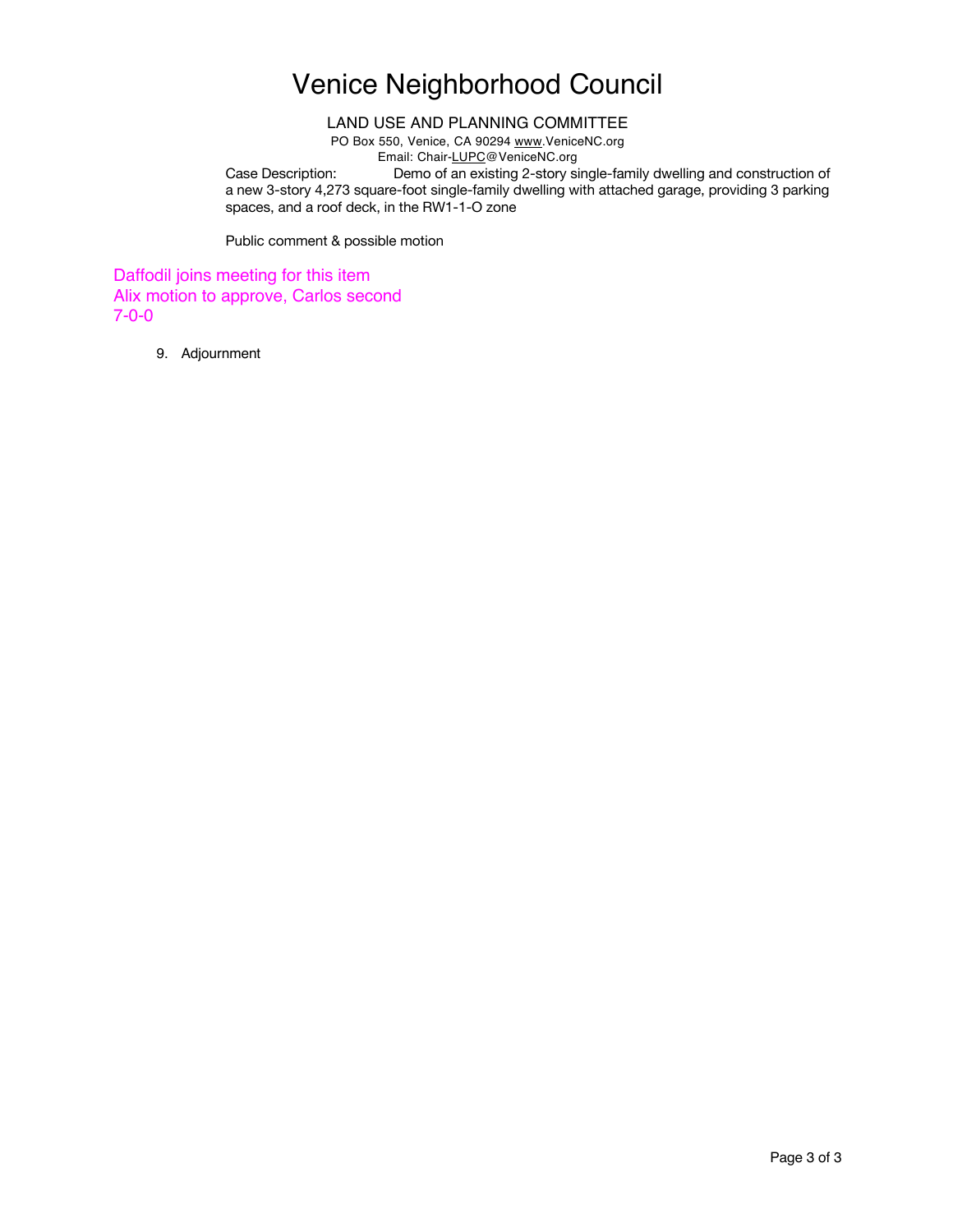# Venice Neighborhood Council

LAND USE AND PLANNING COMMITTEE

PO Box 550, Venice, CA 90294 www.VeniceNC.org

Email: Chair-LUPC@VeniceNC.org

Case Description: Demo of an existing 2-story single-family dwelling and construction of a new 3-story 4,273 square-foot single-family dwelling with attached garage, providing 3 parking spaces, and a roof deck, in the RW1-1-O zone

Public comment & possible motion

Daffodil joins meeting for this item
Alix motion to approve, Carlos second
7-0-0

9. Adjournment